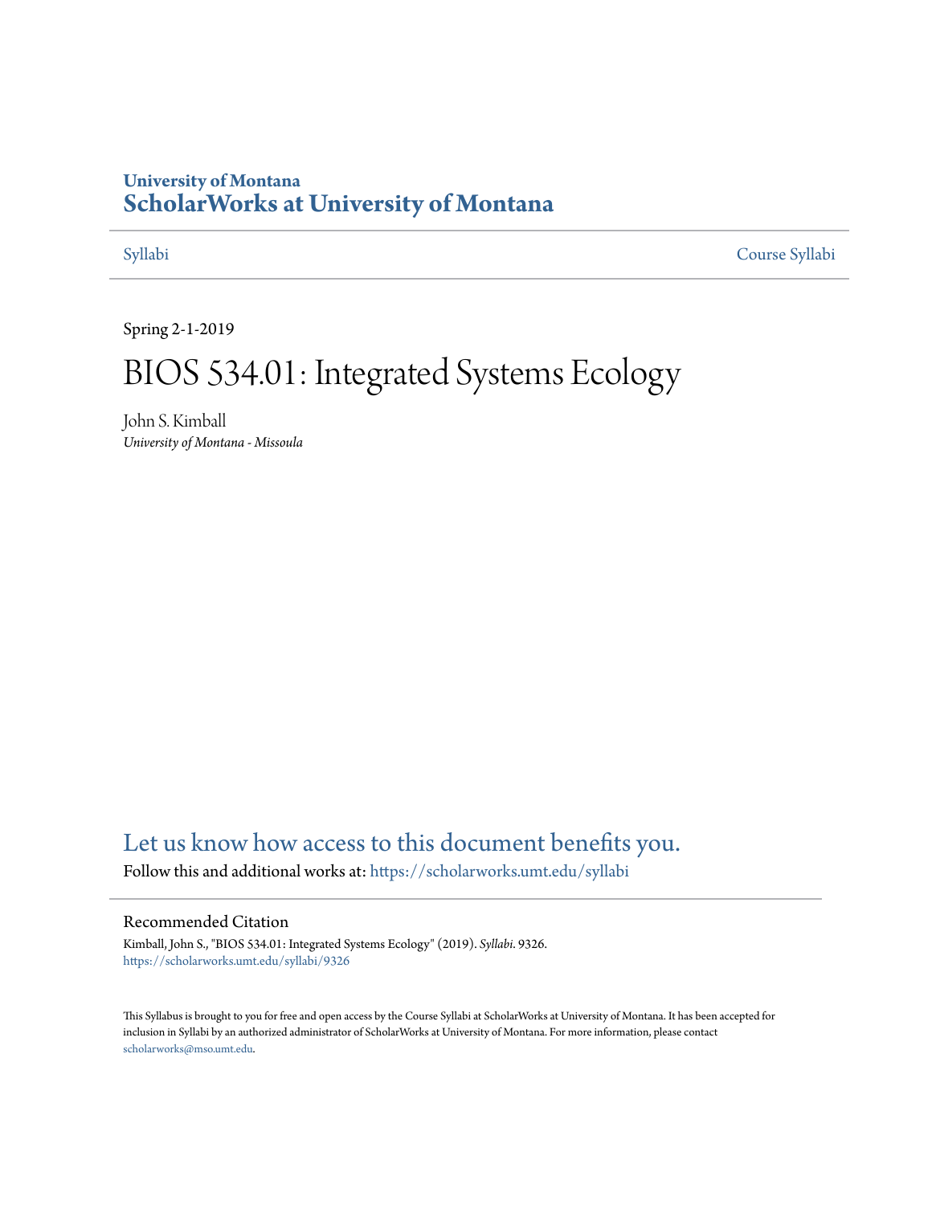University of Montana

# ScholarWorks at University of Montana

Syllabi | Course Syllabi

Spring 2-1-2019

# BIOS 534.01: Integrated Systems Ecology

John S. Kimball
*University of Montana - Missoula*

Let us know how access to this document benefits you.

Follow this and additional works at: https://scholarworks.umt.edu/syllabi

## Recommended Citation

Kimball, John S., "BIOS 534.01: Integrated Systems Ecology" (2019). *Syllabi*. 9326.
https://scholarworks.umt.edu/syllabi/9326

This Syllabus is brought to you for free and open access by the Course Syllabi at ScholarWorks at University of Montana. It has been accepted for inclusion in Syllabi by an authorized administrator of ScholarWorks at University of Montana. For more information, please contact scholarworks@mso.umt.edu.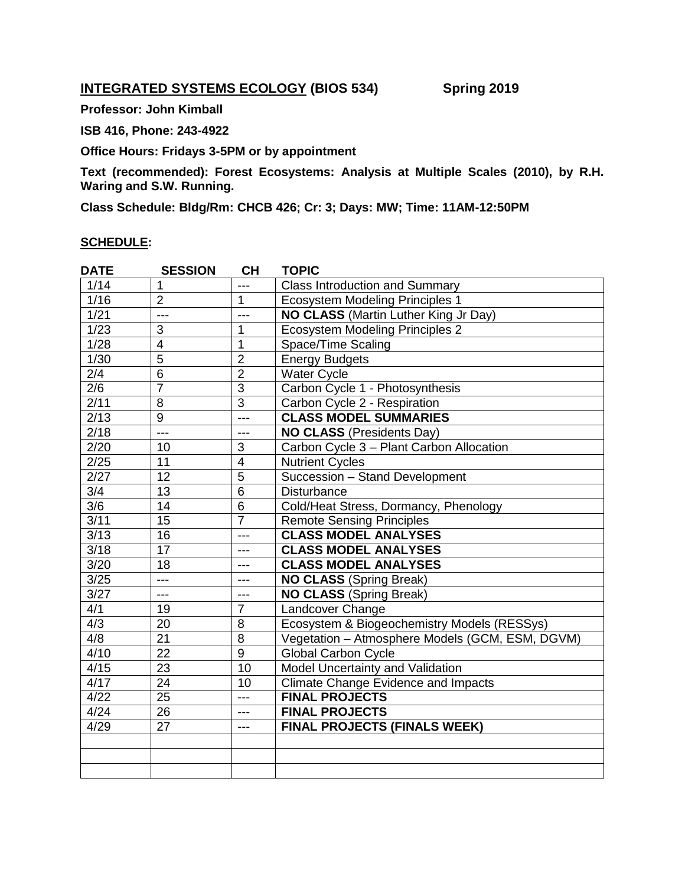**INTEGRATED SYSTEMS ECOLOGY (BIOS 534)** **Spring 2019**

**Professor: John Kimball**

**ISB 416, Phone: 243-4922**

**Office Hours: Fridays 3-5PM or by appointment**

**Text (recommended): Forest Ecosystems: Analysis at Multiple Scales (2010), by R.H. Waring and S.W. Running.**

**Class Schedule: Bldg/Rm: CHCB 426; Cr: 3; Days: MW; Time: 11AM-12:50PM**

**SCHEDULE:**

| DATE | SESSION | CH | TOPIC |
|---|---|---|---|
| 1/14 | 1 | --- | Class Introduction and Summary |
| 1/16 | 2 | 1 | Ecosystem Modeling Principles 1 |
| 1/21 | --- | --- | **NO CLASS** (Martin Luther King Jr Day) |
| 1/23 | 3 | 1 | Ecosystem Modeling Principles 2 |
| 1/28 | 4 | 1 | Space/Time Scaling |
| 1/30 | 5 | 2 | Energy Budgets |
| 2/4 | 6 | 2 | Water Cycle |
| 2/6 | 7 | 3 | Carbon Cycle 1 - Photosynthesis |
| 2/11 | 8 | 3 | Carbon Cycle 2 - Respiration |
| 2/13 | 9 | --- | **CLASS MODEL SUMMARIES** |
| 2/18 | --- | --- | **NO CLASS** (Presidents Day) |
| 2/20 | 10 | 3 | Carbon Cycle 3 – Plant Carbon Allocation |
| 2/25 | 11 | 4 | Nutrient Cycles |
| 2/27 | 12 | 5 | Succession – Stand Development |
| 3/4 | 13 | 6 | Disturbance |
| 3/6 | 14 | 6 | Cold/Heat Stress, Dormancy, Phenology |
| 3/11 | 15 | 7 | Remote Sensing Principles |
| 3/13 | 16 | --- | **CLASS MODEL ANALYSES** |
| 3/18 | 17 | --- | **CLASS MODEL ANALYSES** |
| 3/20 | 18 | --- | **CLASS MODEL ANALYSES** |
| 3/25 | --- | --- | **NO CLASS** (Spring Break) |
| 3/27 | --- | --- | **NO CLASS** (Spring Break) |
| 4/1 | 19 | 7 | Landcover Change |
| 4/3 | 20 | 8 | Ecosystem & Biogeochemistry Models (RESSys) |
| 4/8 | 21 | 8 | Vegetation – Atmosphere Models (GCM, ESM, DGVM) |
| 4/10 | 22 | 9 | Global Carbon Cycle |
| 4/15 | 23 | 10 | Model Uncertainty and Validation |
| 4/17 | 24 | 10 | Climate Change Evidence and Impacts |
| 4/22 | 25 | --- | **FINAL PROJECTS** |
| 4/24 | 26 | --- | **FINAL PROJECTS** |
| 4/29 | 27 | --- | **FINAL PROJECTS (FINALS WEEK)** |
| | | | |
| | | | |
| | | | |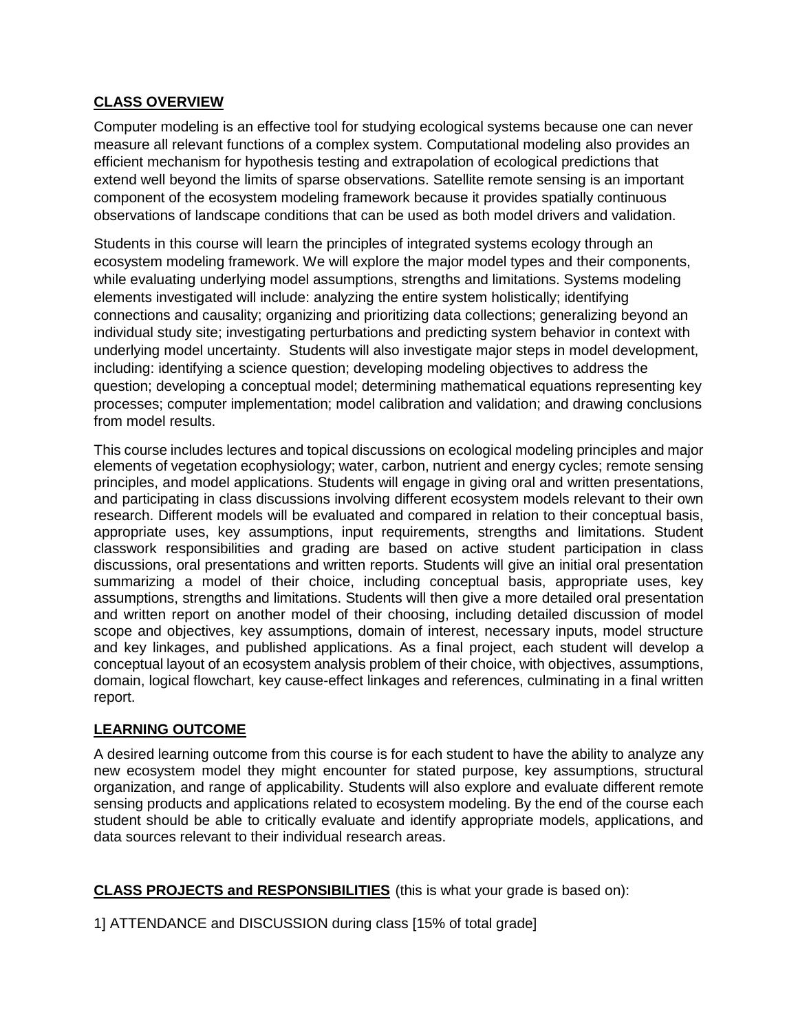## CLASS OVERVIEW

Computer modeling is an effective tool for studying ecological systems because one can never measure all relevant functions of a complex system. Computational modeling also provides an efficient mechanism for hypothesis testing and extrapolation of ecological predictions that extend well beyond the limits of sparse observations. Satellite remote sensing is an important component of the ecosystem modeling framework because it provides spatially continuous observations of landscape conditions that can be used as both model drivers and validation.

Students in this course will learn the principles of integrated systems ecology through an ecosystem modeling framework. We will explore the major model types and their components, while evaluating underlying model assumptions, strengths and limitations. Systems modeling elements investigated will include: analyzing the entire system holistically; identifying connections and causality; organizing and prioritizing data collections; generalizing beyond an individual study site; investigating perturbations and predicting system behavior in context with underlying model uncertainty. Students will also investigate major steps in model development, including: identifying a science question; developing modeling objectives to address the question; developing a conceptual model; determining mathematical equations representing key processes; computer implementation; model calibration and validation; and drawing conclusions from model results.

This course includes lectures and topical discussions on ecological modeling principles and major elements of vegetation ecophysiology; water, carbon, nutrient and energy cycles; remote sensing principles, and model applications. Students will engage in giving oral and written presentations, and participating in class discussions involving different ecosystem models relevant to their own research. Different models will be evaluated and compared in relation to their conceptual basis, appropriate uses, key assumptions, input requirements, strengths and limitations. Student classwork responsibilities and grading are based on active student participation in class discussions, oral presentations and written reports. Students will give an initial oral presentation summarizing a model of their choice, including conceptual basis, appropriate uses, key assumptions, strengths and limitations. Students will then give a more detailed oral presentation and written report on another model of their choosing, including detailed discussion of model scope and objectives, key assumptions, domain of interest, necessary inputs, model structure and key linkages, and published applications. As a final project, each student will develop a conceptual layout of an ecosystem analysis problem of their choice, with objectives, assumptions, domain, logical flowchart, key cause-effect linkages and references, culminating in a final written report.

## LEARNING OUTCOME

A desired learning outcome from this course is for each student to have the ability to analyze any new ecosystem model they might encounter for stated purpose, key assumptions, structural organization, and range of applicability. Students will also explore and evaluate different remote sensing products and applications related to ecosystem modeling. By the end of the course each student should be able to critically evaluate and identify appropriate models, applications, and data sources relevant to their individual research areas.

## CLASS PROJECTS and RESPONSIBILITIES (this is what your grade is based on):

1] ATTENDANCE and DISCUSSION during class [15% of total grade]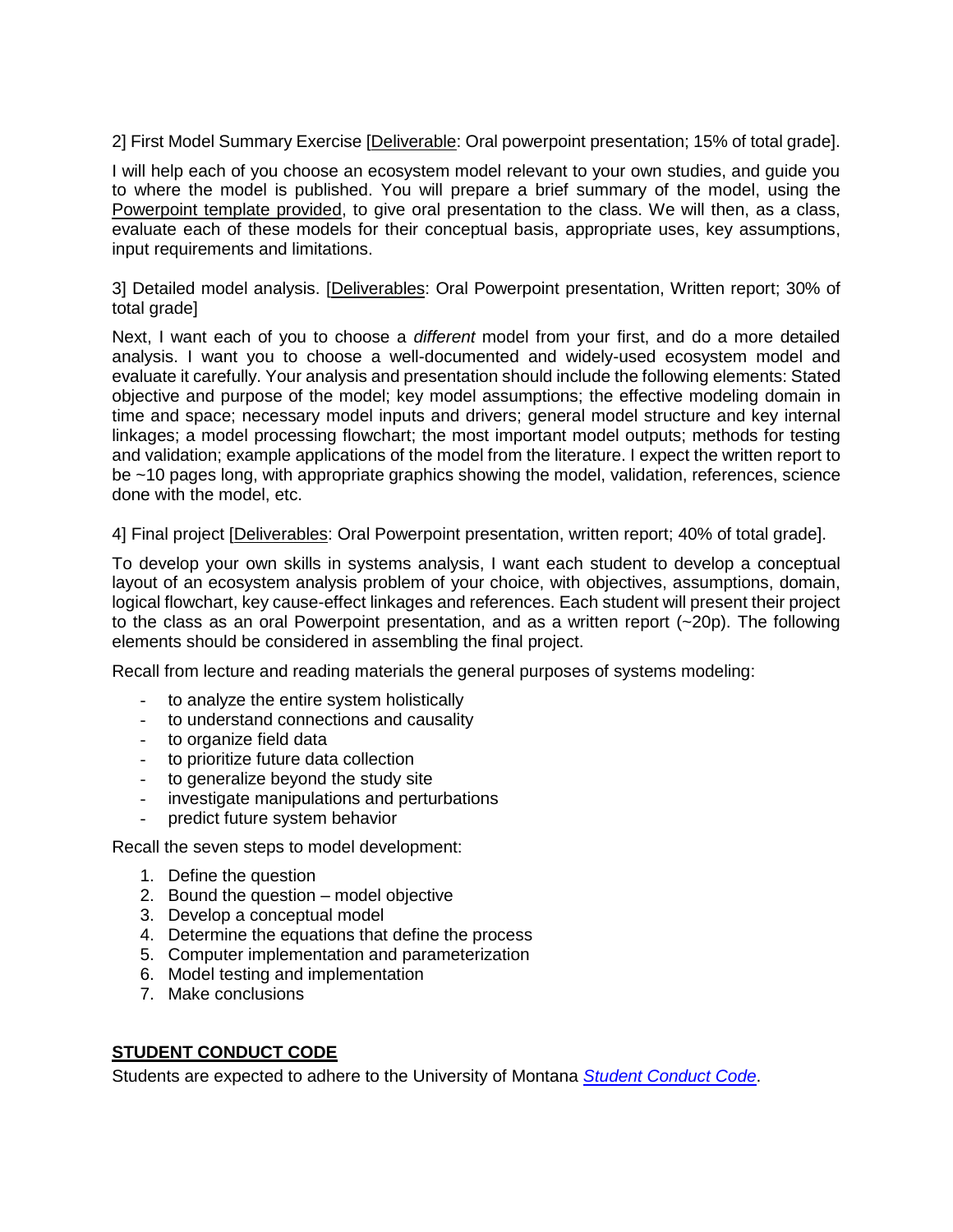2] First Model Summary Exercise [Deliverable: Oral powerpoint presentation; 15% of total grade].

I will help each of you choose an ecosystem model relevant to your own studies, and guide you to where the model is published. You will prepare a brief summary of the model, using the Powerpoint template provided, to give oral presentation to the class. We will then, as a class, evaluate each of these models for their conceptual basis, appropriate uses, key assumptions, input requirements and limitations.

3] Detailed model analysis. [Deliverables: Oral Powerpoint presentation, Written report; 30% of total grade]

Next, I want each of you to choose a *different* model from your first, and do a more detailed analysis. I want you to choose a well-documented and widely-used ecosystem model and evaluate it carefully. Your analysis and presentation should include the following elements: Stated objective and purpose of the model; key model assumptions; the effective modeling domain in time and space; necessary model inputs and drivers; general model structure and key internal linkages; a model processing flowchart; the most important model outputs; methods for testing and validation; example applications of the model from the literature. I expect the written report to be ~10 pages long, with appropriate graphics showing the model, validation, references, science done with the model, etc.

4] Final project [Deliverables: Oral Powerpoint presentation, written report; 40% of total grade].

To develop your own skills in systems analysis, I want each student to develop a conceptual layout of an ecosystem analysis problem of your choice, with objectives, assumptions, domain, logical flowchart, key cause-effect linkages and references. Each student will present their project to the class as an oral Powerpoint presentation, and as a written report (~20p). The following elements should be considered in assembling the final project.

Recall from lecture and reading materials the general purposes of systems modeling:

- to analyze the entire system holistically
- to understand connections and causality
- to organize field data
- to prioritize future data collection
- to generalize beyond the study site
- investigate manipulations and perturbations
- predict future system behavior

Recall the seven steps to model development:

1. Define the question
2. Bound the question – model objective
3. Develop a conceptual model
4. Determine the equations that define the process
5. Computer implementation and parameterization
6. Model testing and implementation
7. Make conclusions

## STUDENT CONDUCT CODE

Students are expected to adhere to the University of Montana *Student Conduct Code*.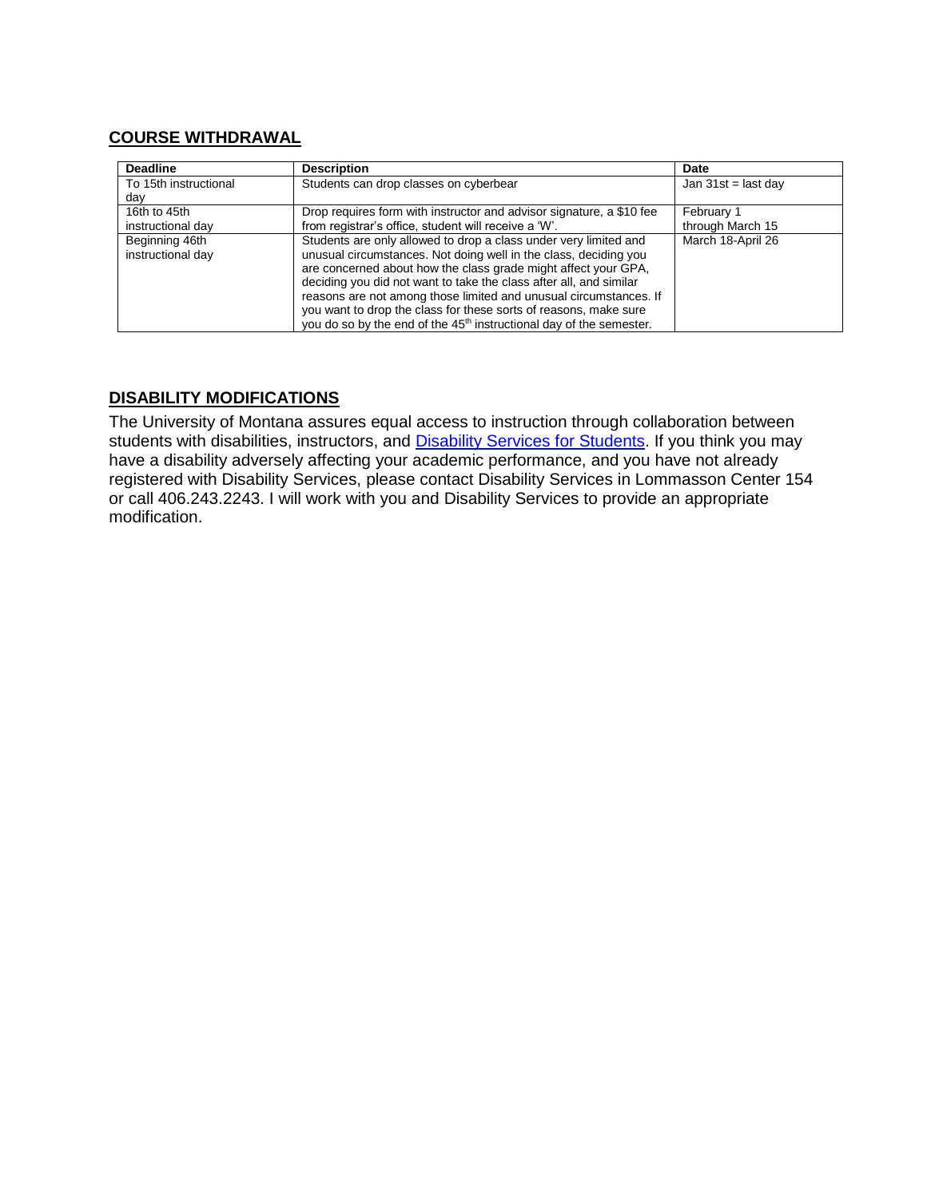## COURSE WITHDRAWAL

| Deadline | Description | Date |
| --- | --- | --- |
| To 15th instructional day | Students can drop classes on cyberbear | Jan 31st = last day |
| 16th to 45th instructional day | Drop requires form with instructor and advisor signature, a $10 fee from registrar's office, student will receive a 'W'. | February 1 through March 15 |
| Beginning 46th instructional day | Students are only allowed to drop a class under very limited and unusual circumstances. Not doing well in the class, deciding you are concerned about how the class grade might affect your GPA, deciding you did not want to take the class after all, and similar reasons are not among those limited and unusual circumstances. If you want to drop the class for these sorts of reasons, make sure you do so by the end of the 45th instructional day of the semester. | March 18-April 26 |

## DISABILITY MODIFICATIONS

The University of Montana assures equal access to instruction through collaboration between students with disabilities, instructors, and Disability Services for Students. If you think you may have a disability adversely affecting your academic performance, and you have not already registered with Disability Services, please contact Disability Services in Lommasson Center 154 or call 406.243.2243. I will work with you and Disability Services to provide an appropriate modification.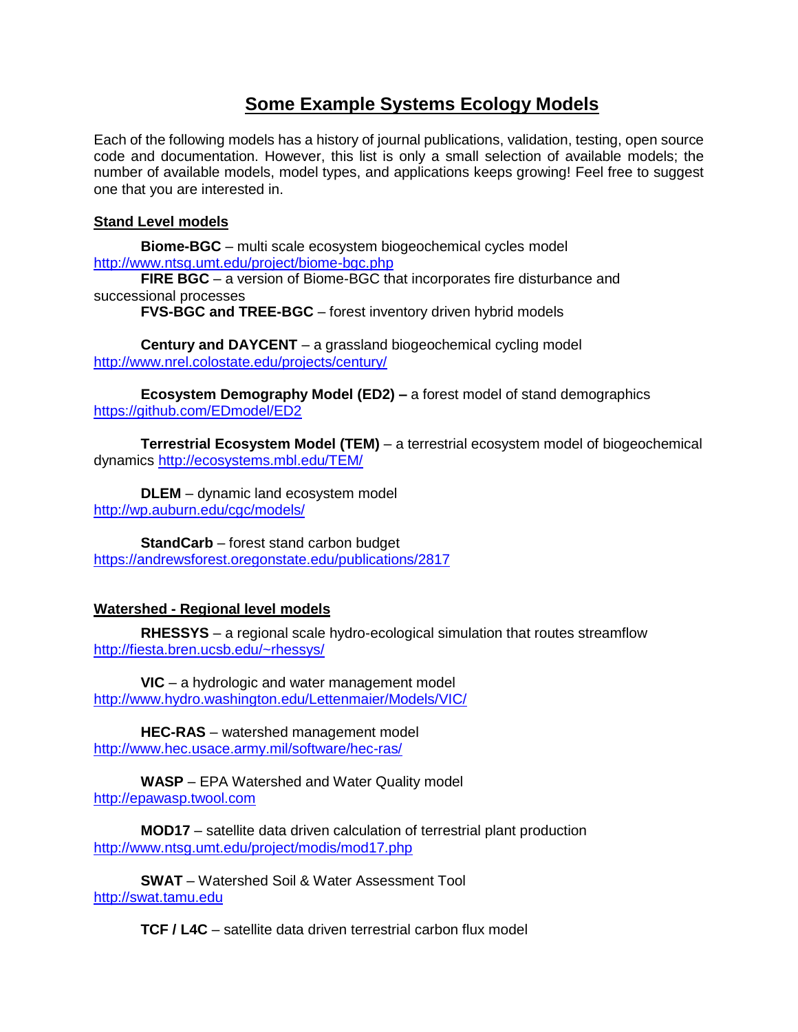# Some Example Systems Ecology Models

Each of the following models has a history of journal publications, validation, testing, open source code and documentation. However, this list is only a small selection of available models; the number of available models, model types, and applications keeps growing! Feel free to suggest one that you are interested in.

## Stand Level models

**Biome-BGC** – multi scale ecosystem biogeochemical cycles model
http://www.ntsg.umt.edu/project/biome-bgc.php

**FIRE BGC** – a version of Biome-BGC that incorporates fire disturbance and successional processes

**FVS-BGC and TREE-BGC** – forest inventory driven hybrid models

**Century and DAYCENT** – a grassland biogeochemical cycling model
http://www.nrel.colostate.edu/projects/century/

**Ecosystem Demography Model (ED2) –** a forest model of stand demographics
https://github.com/EDmodel/ED2

**Terrestrial Ecosystem Model (TEM)** – a terrestrial ecosystem model of biogeochemical dynamics http://ecosystems.mbl.edu/TEM/

**DLEM** – dynamic land ecosystem model
http://wp.auburn.edu/cgc/models/

**StandCarb** – forest stand carbon budget
https://andrewsforest.oregonstate.edu/publications/2817

## Watershed - Regional level models

**RHESSYS** – a regional scale hydro-ecological simulation that routes streamflow
http://fiesta.bren.ucsb.edu/~rhessys/

**VIC** – a hydrologic and water management model
http://www.hydro.washington.edu/Lettenmaier/Models/VIC/

**HEC-RAS** – watershed management model
http://www.hec.usace.army.mil/software/hec-ras/

**WASP** – EPA Watershed and Water Quality model
http://epawasp.twool.com

**MOD17** – satellite data driven calculation of terrestrial plant production
http://www.ntsg.umt.edu/project/modis/mod17.php

**SWAT** – Watershed Soil & Water Assessment Tool
http://swat.tamu.edu

**TCF / L4C** – satellite data driven terrestrial carbon flux model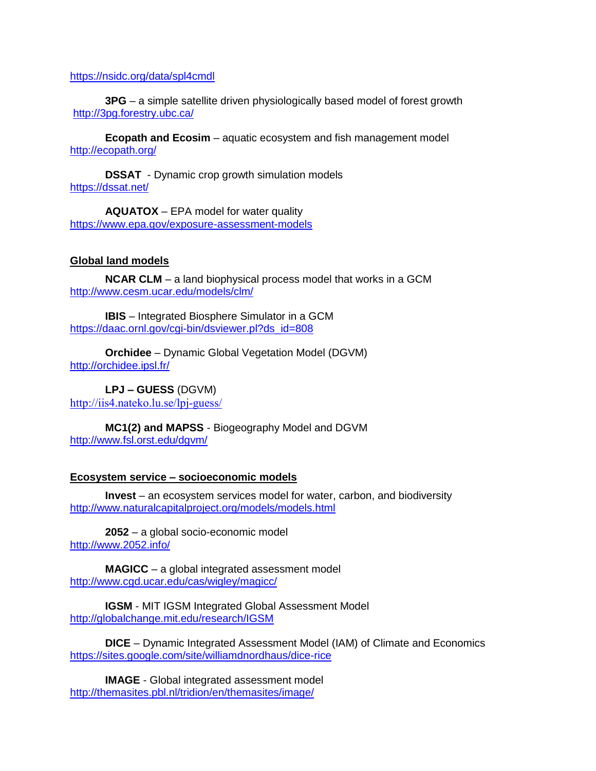https://nsidc.org/data/spl4cmdl

**3PG** – a simple satellite driven physiologically based model of forest growth
http://3pg.forestry.ubc.ca/

**Ecopath and Ecosim** – aquatic ecosystem and fish management model
http://ecopath.org/

**DSSAT** - Dynamic crop growth simulation models
https://dssat.net/

**AQUATOX** – EPA model for water quality
https://www.epa.gov/exposure-assessment-models

## Global land models

**NCAR CLM** – a land biophysical process model that works in a GCM
http://www.cesm.ucar.edu/models/clm/

**IBIS** – Integrated Biosphere Simulator in a GCM
https://daac.ornl.gov/cgi-bin/dsviewer.pl?ds_id=808

**Orchidee** – Dynamic Global Vegetation Model (DGVM)
http://orchidee.ipsl.fr/

**LPJ – GUESS** (DGVM)
http://iis4.nateko.lu.se/lpj-guess/

**MC1(2) and MAPSS** - Biogeography Model and DGVM
http://www.fsl.orst.edu/dgvm/

## Ecosystem service – socioeconomic models

**Invest** – an ecosystem services model for water, carbon, and biodiversity
http://www.naturalcapitalproject.org/models/models.html

**2052** – a global socio-economic model
http://www.2052.info/

**MAGICC** – a global integrated assessment model
http://www.cgd.ucar.edu/cas/wigley/magicc/

**IGSM** - MIT IGSM Integrated Global Assessment Model
http://globalchange.mit.edu/research/IGSM

**DICE** – Dynamic Integrated Assessment Model (IAM) of Climate and Economics
https://sites.google.com/site/williamdnordhaus/dice-rice

**IMAGE** - Global integrated assessment model
http://themasites.pbl.nl/tridion/en/themasites/image/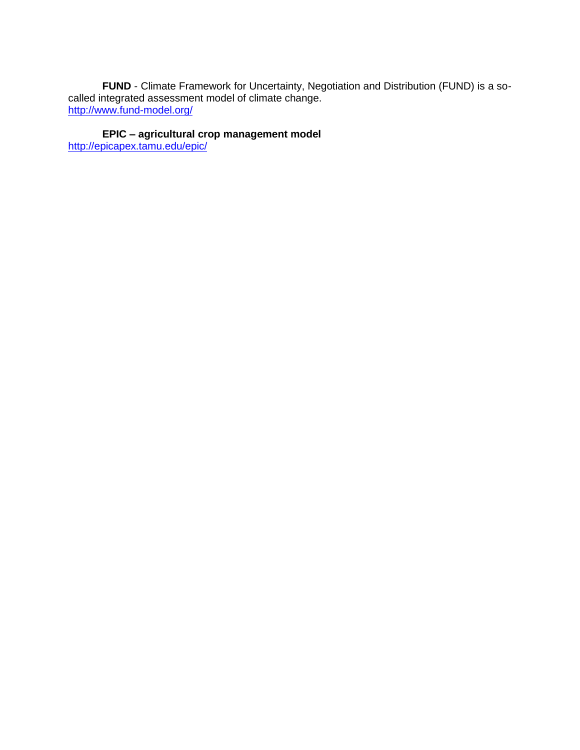**FUND** - Climate Framework for Uncertainty, Negotiation and Distribution (FUND) is a so-called integrated assessment model of climate change.
http://www.fund-model.org/

**EPIC – agricultural crop management model**
http://epicapex.tamu.edu/epic/